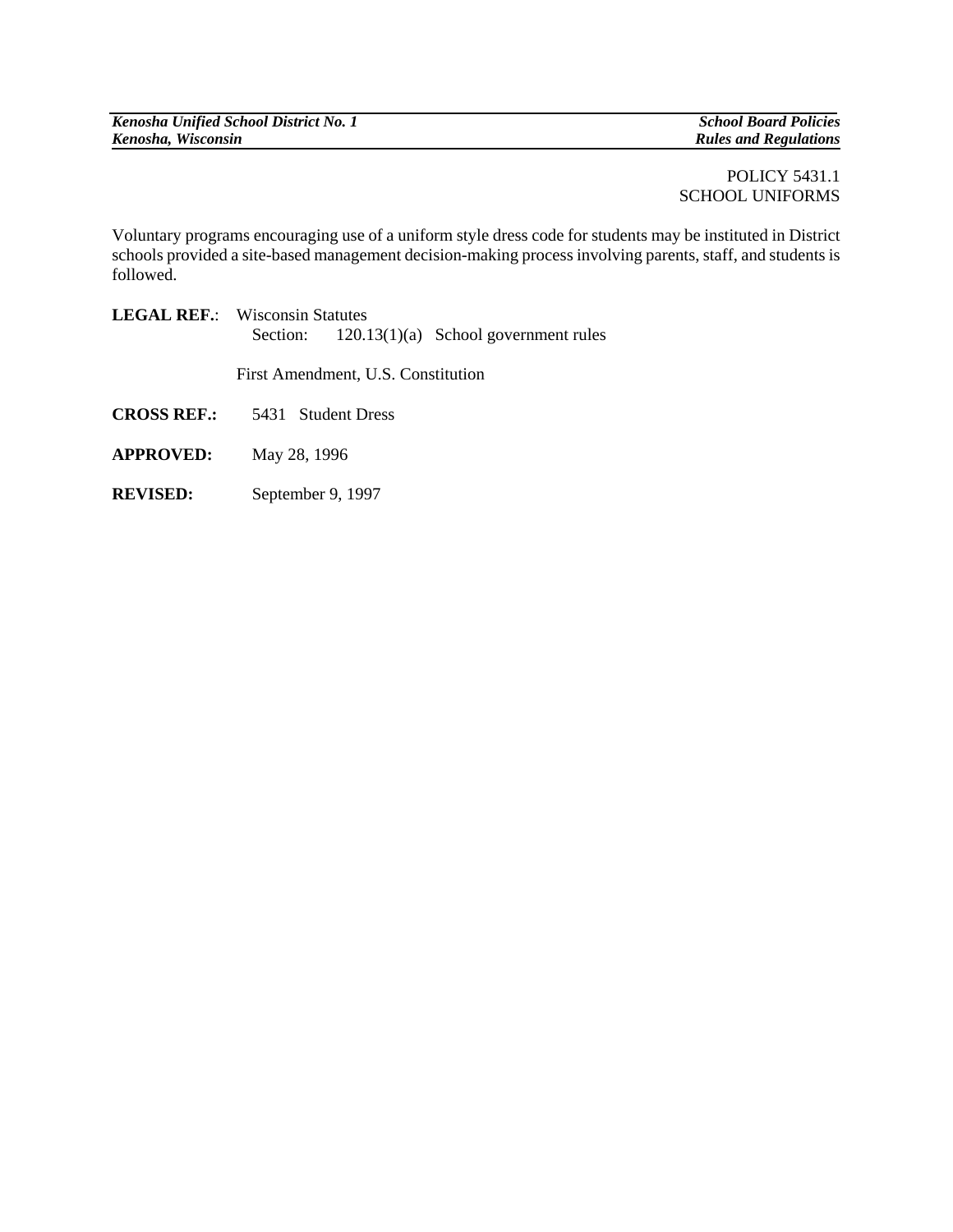POLICY 5431.1
SCHOOL UNIFORMS

Voluntary programs encouraging use of a uniform style dress code for students may be instituted in District schools provided a site-based management decision-making process involving parents, staff, and students is followed.

**LEGAL REF.**: Wisconsin Statutes
Section: 120.13(1)(a) School government rules

First Amendment, U.S. Constitution

**CROSS REF.:** 5431 Student Dress

**APPROVED:** May 28, 1996

**REVISED:** September 9, 1997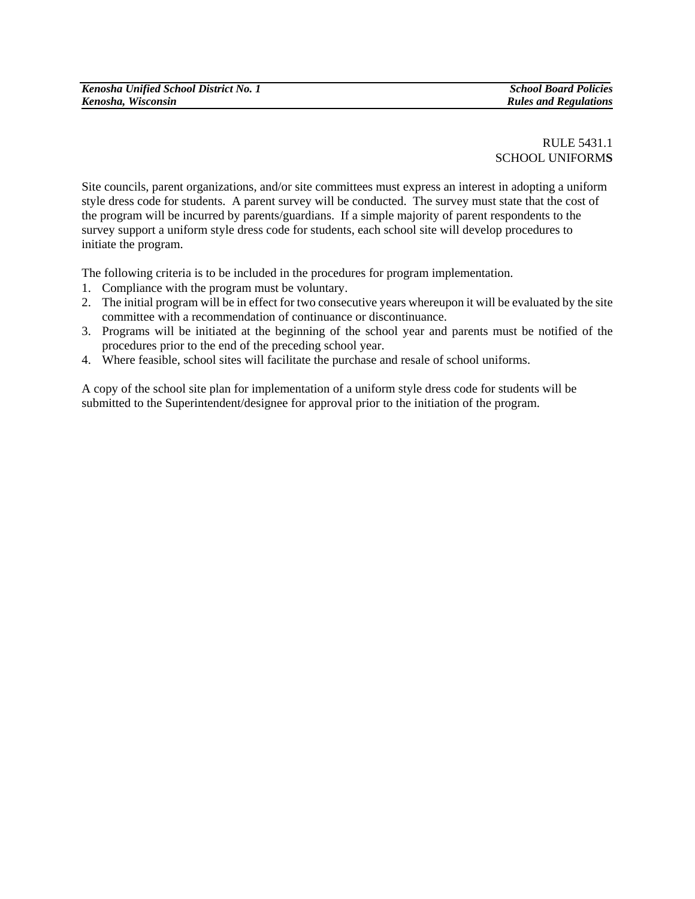RULE 5431.1
SCHOOL UNIFORMS

Site councils, parent organizations, and/or site committees must express an interest in adopting a uniform style dress code for students. A parent survey will be conducted. The survey must state that the cost of the program will be incurred by parents/guardians. If a simple majority of parent respondents to the survey support a uniform style dress code for students, each school site will develop procedures to initiate the program.

The following criteria is to be included in the procedures for program implementation.

1. Compliance with the program must be voluntary.
2. The initial program will be in effect for two consecutive years whereupon it will be evaluated by the site committee with a recommendation of continuance or discontinuance.
3. Programs will be initiated at the beginning of the school year and parents must be notified of the procedures prior to the end of the preceding school year.
4. Where feasible, school sites will facilitate the purchase and resale of school uniforms.

A copy of the school site plan for implementation of a uniform style dress code for students will be submitted to the Superintendent/designee for approval prior to the initiation of the program.